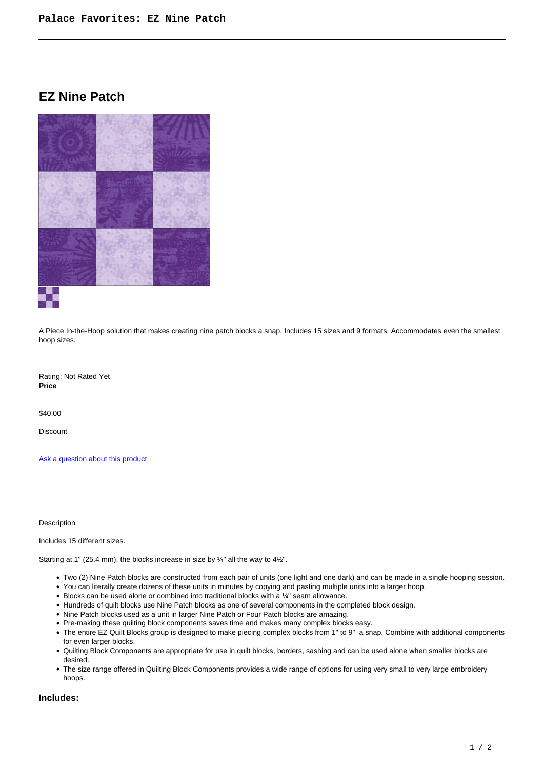# EZ Nine Patch

A Piece In-the-Hoop solution that makes creating nine patch blocks a snap. Includes 15 sizes and 9 formats. Accommodates even the smallest hoop sizes.

Rating: Not Rated Yet
**Price**

$40.00

Discount

Ask a question about this product

Description

Includes 15 different sizes.

Starting at 1" (25.4 mm), the blocks increase in size by ¼" all the way to 4½".

- Two (2) Nine Patch blocks are constructed from each pair of units (one light and one dark) and can be made in a single hooping session.
- You can literally create dozens of these units in minutes by copying and pasting multiple units into a larger hoop.
- Blocks can be used alone or combined into traditional blocks with a ¼" seam allowance.
- Hundreds of quilt blocks use Nine Patch blocks as one of several components in the completed block design.
- Nine Patch blocks used as a unit in larger Nine Patch or Four Patch blocks are amazing.
- Pre-making these quilting block components saves time and makes many complex blocks easy.
- The entire EZ Quilt Blocks group is designed to make piecing complex blocks from 1" to 9" a snap. Combine with additional components for even larger blocks.
- Quilting Block Components are appropriate for use in quilt blocks, borders, sashing and can be used alone when smaller blocks are desired.
- The size range offered in Quilting Block Components provides a wide range of options for using very small to very large embroidery hoops.

### Includes: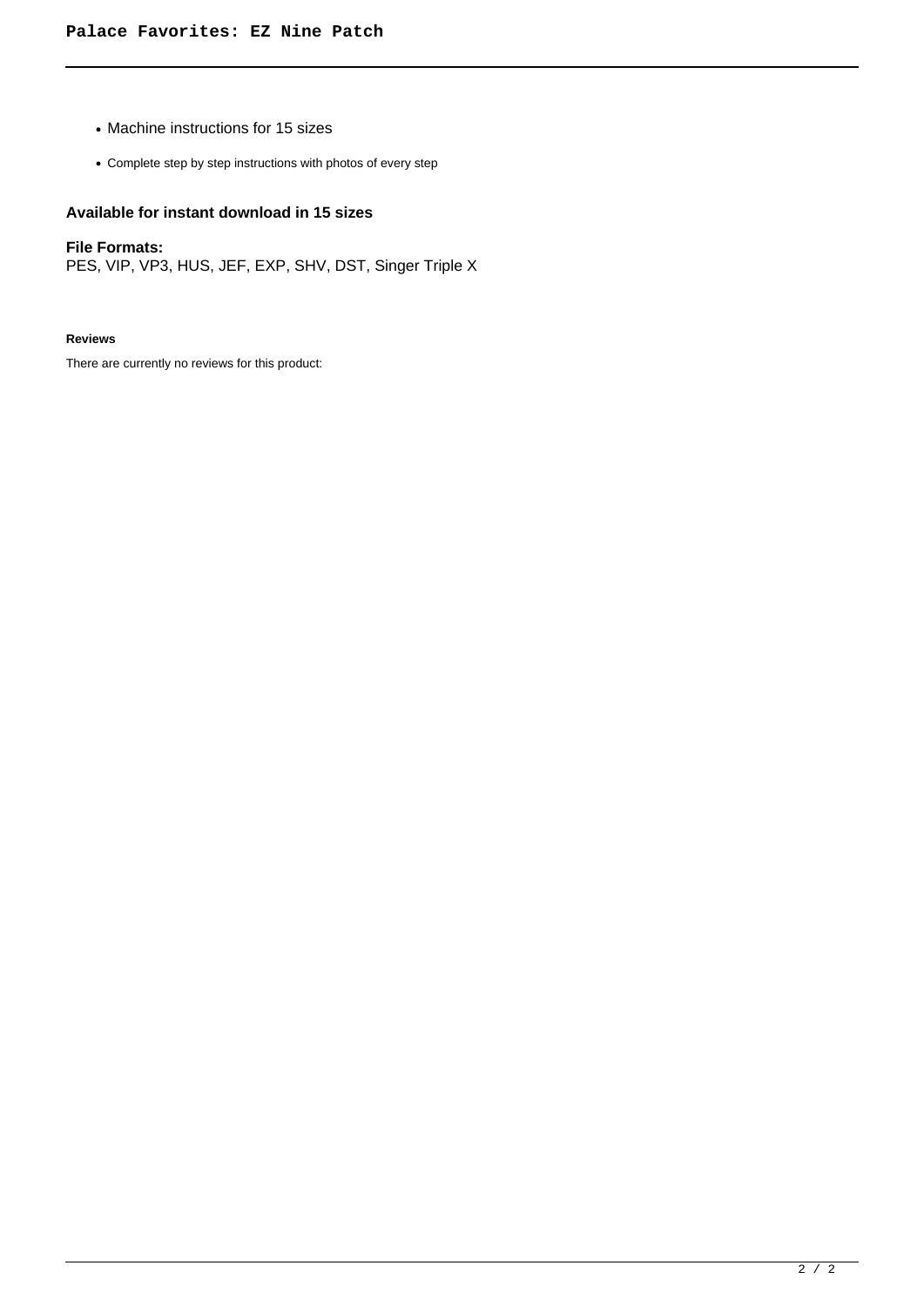- Machine instructions for 15 sizes
- Complete step by step instructions with photos of every step

**Available for instant download in 15 sizes**

**File Formats:**
PES, VIP, VP3, HUS, JEF, EXP, SHV, DST, Singer Triple X

**Reviews**

There are currently no reviews for this product: